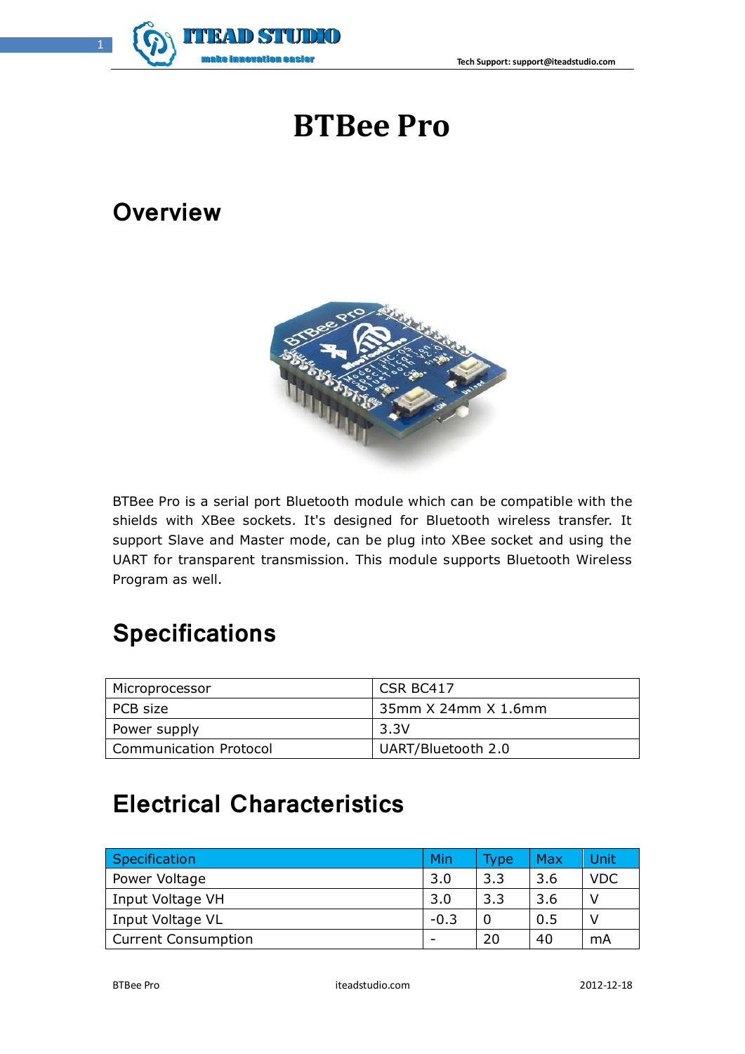# BTBee Pro

## Overview

BTBee Pro is a serial port Bluetooth module which can be compatible with the shields with XBee sockets. It's designed for Bluetooth wireless transfer. It support Slave and Master mode, can be plug into XBee socket and using the UART for transparent transmission. This module supports Bluetooth Wireless Program as well.

## Specifications

| Microprocessor | CSR BC417 |
|---|---|
| PCB size | 35mm X 24mm X 1.6mm |
| Power supply | 3.3V |
| Communication Protocol | UART/Bluetooth 2.0 |

## Electrical Characteristics

| Specification | Min | Type | Max | Unit |
|---|---|---|---|---|
| Power Voltage | 3.0 | 3.3 | 3.6 | VDC |
| Input Voltage VH | 3.0 | 3.3 | 3.6 | V |
| Input Voltage VL | -0.3 | 0 | 0.5 | V |
| Current Consumption | - | 20 | 40 | mA |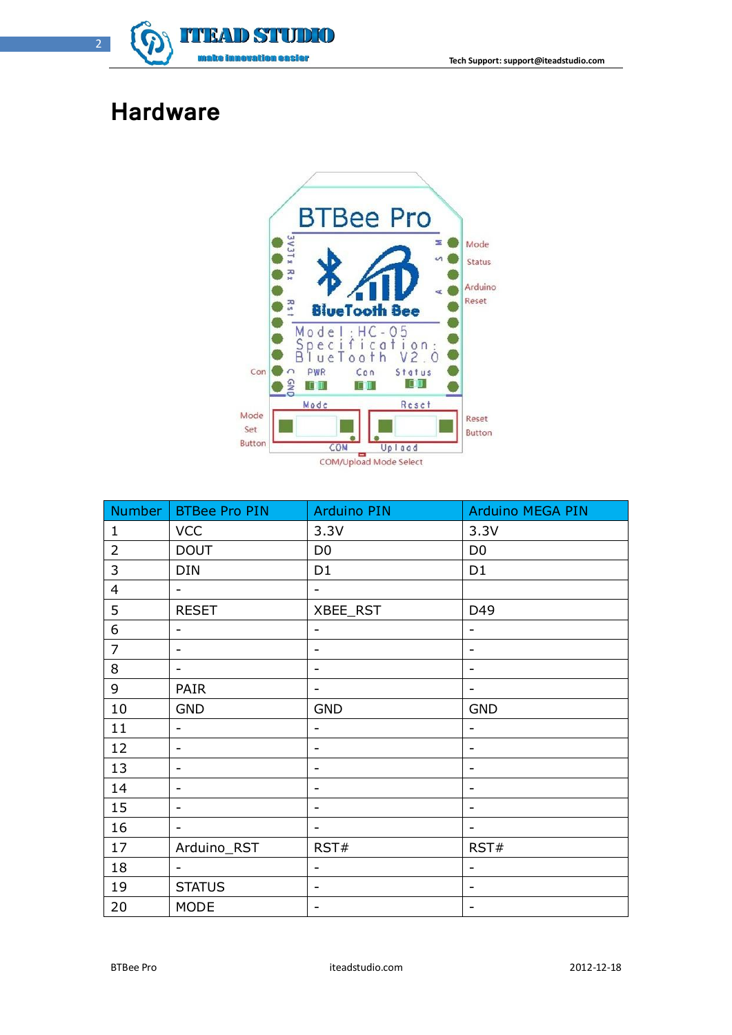# Hardware

| Number | BTBee Pro PIN | Arduino PIN | Arduino MEGA PIN |
|---|---|---|---|
| 1 | VCC | 3.3V | 3.3V |
| 2 | DOUT | D0 | D0 |
| 3 | DIN | D1 | D1 |
| 4 | - | - | |
| 5 | RESET | XBEE_RST | D49 |
| 6 | - | - | - |
| 7 | - | - | - |
| 8 | - | - | - |
| 9 | PAIR | - | - |
| 10 | GND | GND | GND |
| 11 | - | - | - |
| 12 | - | - | - |
| 13 | - | - | - |
| 14 | - | - | - |
| 15 | - | - | - |
| 16 | - | - | - |
| 17 | Arduino_RST | RST# | RST# |
| 18 | - | - | - |
| 19 | STATUS | - | - |
| 20 | MODE | - | - |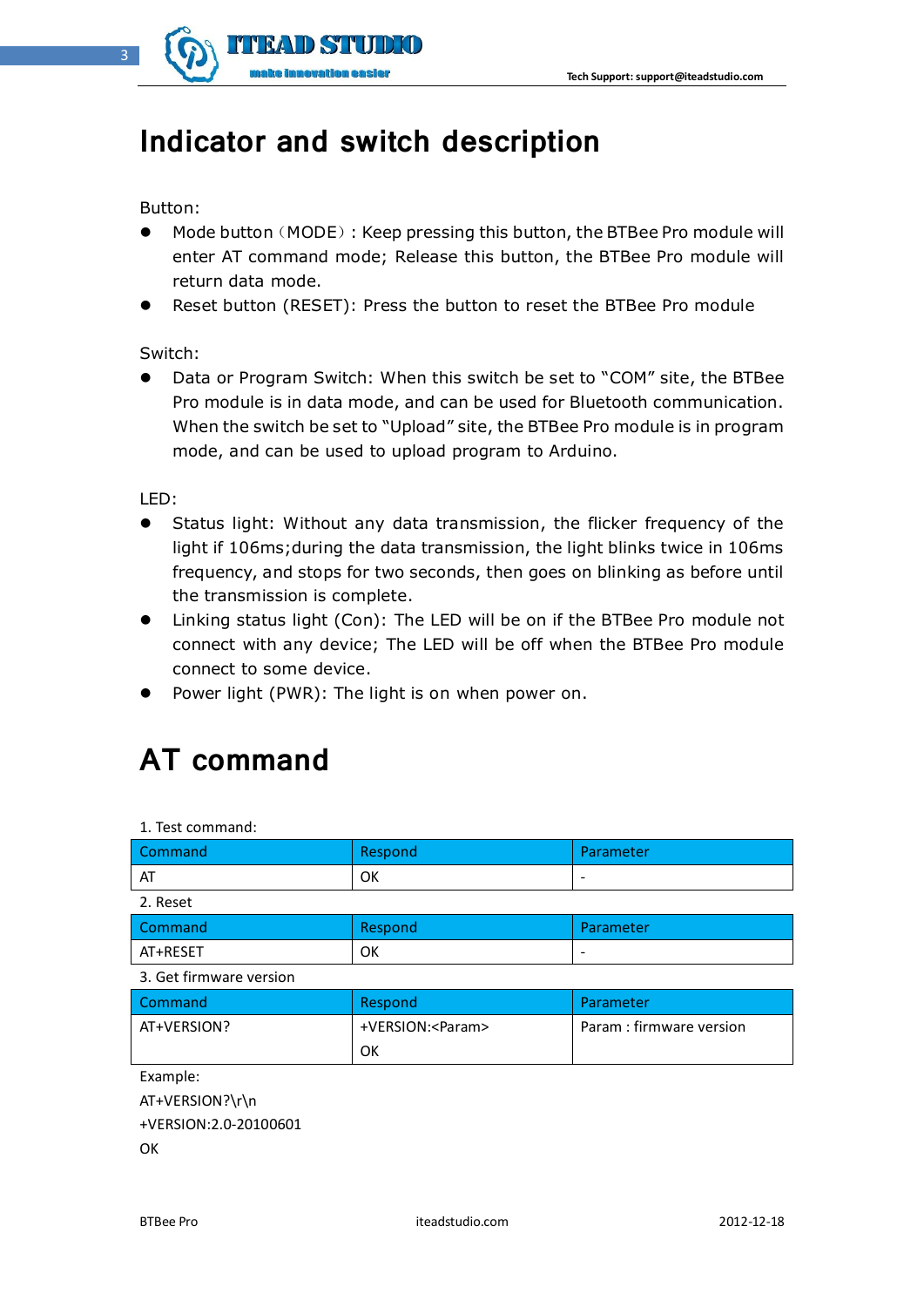# Indicator and switch description

Button:

- Mode button（MODE）: Keep pressing this button, the BTBee Pro module will enter AT command mode; Release this button, the BTBee Pro module will return data mode.
- Reset button (RESET): Press the button to reset the BTBee Pro module

Switch:

- Data or Program Switch: When this switch be set to "COM" site, the BTBee Pro module is in data mode, and can be used for Bluetooth communication. When the switch be set to "Upload" site, the BTBee Pro module is in program mode, and can be used to upload program to Arduino.

LED:

- Status light: Without any data transmission, the flicker frequency of the light if 106ms;during the data transmission, the light blinks twice in 106ms frequency, and stops for two seconds, then goes on blinking as before until the transmission is complete.
- Linking status light (Con): The LED will be on if the BTBee Pro module not connect with any device; The LED will be off when the BTBee Pro module connect to some device.
- Power light (PWR): The light is on when power on.

# AT command

1. Test command:

| Command | Respond | Parameter |
|---|---|---|
| AT | OK | - |

2. Reset

| Command | Respond | Parameter |
|---|---|---|
| AT+RESET | OK | - |

3. Get firmware version

| Command | Respond | Parameter |
|---|---|---|
| AT+VERSION? | +VERSION:<Param><br>OK | Param : firmware version |

Example:

AT+VERSION?\r\n

+VERSION:2.0-20100601

OK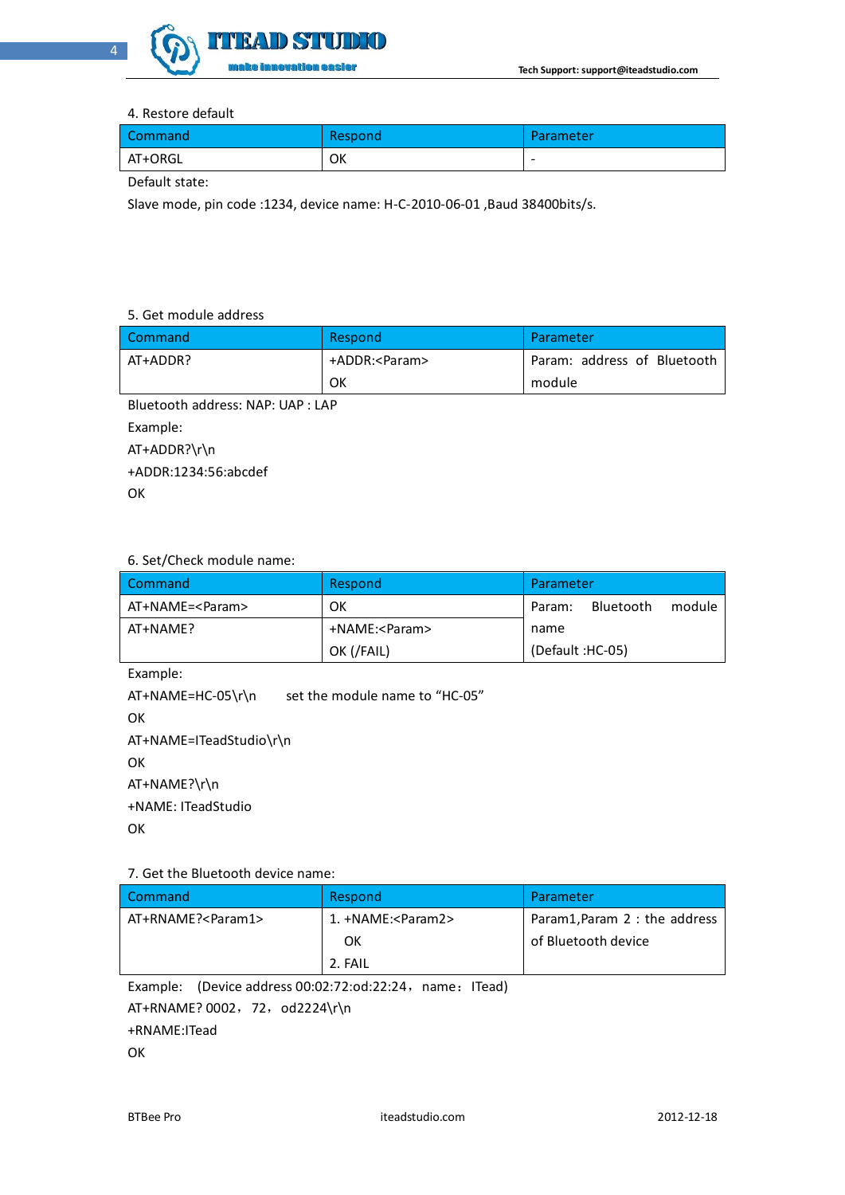4. Restore default

| Command | Respond | Parameter |
| --- | --- | --- |
| AT+ORGL | OK | - |

Default state:

Slave mode, pin code :1234, device name: H-C-2010-06-01 ,Baud 38400bits/s.

5. Get module address

| Command | Respond | Parameter |
| --- | --- | --- |
| AT+ADDR? | +ADDR:<Param> OK | Param: address of Bluetooth module |

Bluetooth address: NAP: UAP : LAP

Example:

AT+ADDR?\r\n

+ADDR:1234:56:abcdef

OK

6. Set/Check module name:

| Command | Respond | Parameter |
| --- | --- | --- |
| AT+NAME=<Param> | OK | Param: Bluetooth module name (Default :HC-05) |
| AT+NAME? | +NAME:<Param> OK (/FAIL) | |

Example:

AT+NAME=HC-05\r\n      set the module name to “HC-05”

OK

AT+NAME=ITeadStudio\r\n

OK

AT+NAME?\r\n

+NAME: ITeadStudio

OK

7. Get the Bluetooth device name:

| Command | Respond | Parameter |
| --- | --- | --- |
| AT+RNAME?<Param1> | 1. +NAME:<Param2> OK 2. FAIL | Param1,Param 2 : the address of Bluetooth device |

Example:   (Device address 00:02:72:od:22:24，name：ITead)

AT+RNAME? 0002，72，od2224\r\n

+RNAME:ITead

OK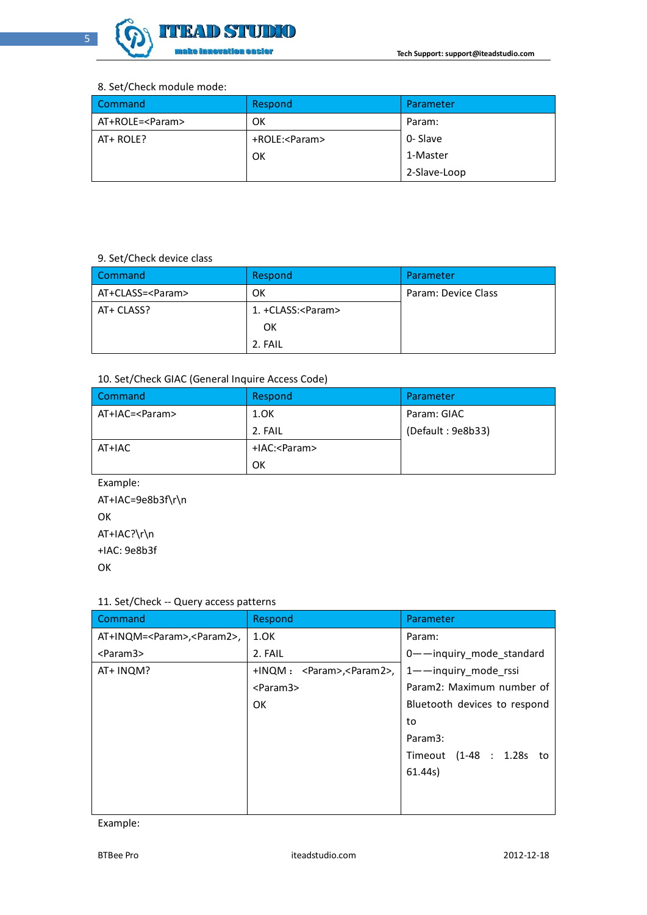8. Set/Check module mode:

| Command | Respond | Parameter |
|---|---|---|
| AT+ROLE=<Param> | OK | Param:<br>0- Slave<br>1-Master<br>2-Slave-Loop |
| AT+ ROLE? | +ROLE:<Param><br>OK | |

9. Set/Check device class

| Command | Respond | Parameter |
|---|---|---|
| AT+CLASS=<Param> | OK | Param: Device Class |
| AT+ CLASS? | 1. +CLASS:<Param><br>OK<br>2. FAIL | |

10. Set/Check GIAC (General Inquire Access Code)

| Command | Respond | Parameter |
|---|---|---|
| AT+IAC=<Param> | 1.OK<br>2. FAIL | Param: GIAC<br>(Default : 9e8b33) |
| AT+IAC | +IAC:<Param><br>OK | |

Example:

AT+IAC=9e8b3f\r\n

OK

AT+IAC?\r\n

+IAC: 9e8b3f

OK

11. Set/Check -- Query access patterns

| Command | Respond | Parameter |
|---|---|---|
| AT+INQM=<Param>,<Param2>,<Param3> | 1.OK<br>2. FAIL | Param:<br>0——inquiry_mode_standard<br>1——inquiry_mode_rssi<br>Param2: Maximum number of Bluetooth devices to respond to<br>Param3:<br>Timeout (1-48 : 1.28s to 61.44s) |
| AT+ INQM? | +INQM： <Param>,<Param2>,<Param3><br>OK | |

Example: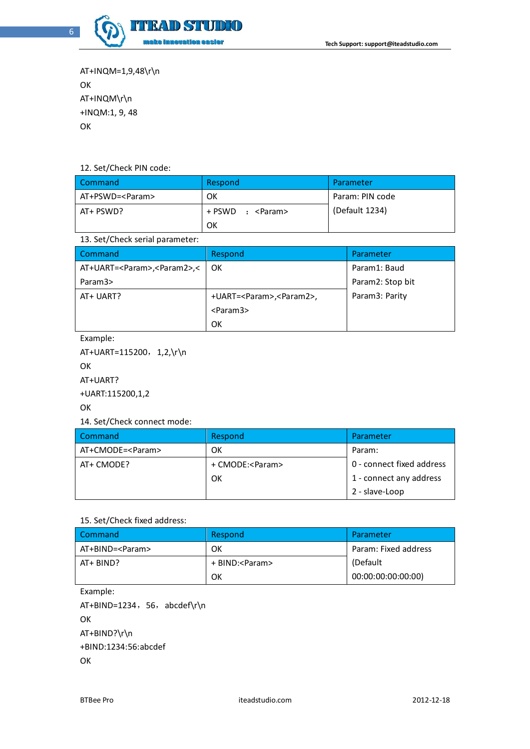AT+INQM=1,9,48\r\n

OK

AT+INQM\r\n

+INQM:1, 9, 48

OK

12. Set/Check PIN code:

| Command | Respond | Parameter |
|---|---|---|
| AT+PSWD=<Param> | OK | Param: PIN code |
| AT+ PSWD? | + PSWD ： <Param><br>OK | (Default 1234) |

13. Set/Check serial parameter:

| Command | Respond | Parameter |
|---|---|---|
| AT+UART=<Param>,<Param2>,<Param3> | OK | Param1: Baud<br>Param2: Stop bit |
| AT+ UART? | +UART=<Param>,<Param2>,<Param3><br>OK | Param3: Parity |

Example:

AT+UART=115200， 1,2,\r\n

OK

AT+UART?

+UART:115200,1,2

OK

14. Set/Check connect mode:

| Command | Respond | Parameter |
|---|---|---|
| AT+CMODE=<Param> | OK | Param: |
| AT+ CMODE? | + CMODE:<Param><br>OK | 0 - connect fixed address<br>1 - connect any address<br>2 - slave-Loop |

15. Set/Check fixed address:

| Command | Respond | Parameter |
|---|---|---|
| AT+BIND=<Param> | OK | Param: Fixed address |
| AT+ BIND? | + BIND:<Param><br>OK | (Default 00:00:00:00:00:00) |

Example:

AT+BIND=1234， 56， abcdef\r\n

OK

AT+BIND?\r\n

+BIND:1234:56:abcdef

OK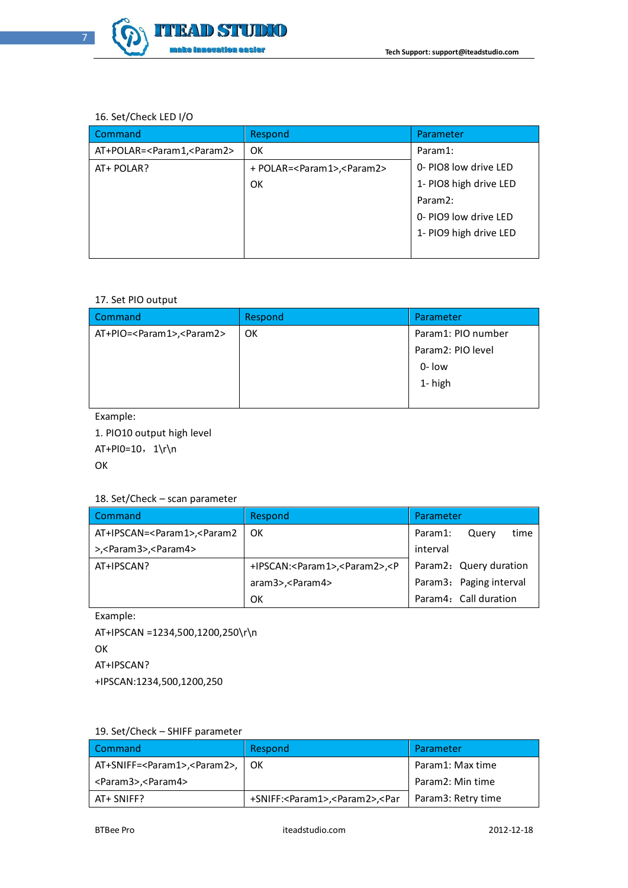16. Set/Check LED I/O

| Command | Respond | Parameter |
|---|---|---|
| AT+POLAR=<Param1,<Param2> | OK | Param1:<br>0- PIO8 low drive LED<br>1- PIO8 high drive LED<br>Param2:<br>0- PIO9 low drive LED<br>1- PIO9 high drive LED |
| AT+ POLAR? | + POLAR=<Param1>,<Param2><br>OK | |

17. Set PIO output

| Command | Respond | Parameter |
|---|---|---|
| AT+PIO=<Param1>,<Param2> | OK | Param1: PIO number<br>Param2: PIO level<br>0- low<br>1- high |

Example:

1. PIO10 output high level

AT+PI0=10，1\r\n

OK

18. Set/Check – scan parameter

| Command | Respond | Parameter |
|---|---|---|
| AT+IPSCAN=<Param1>,<Param2>,<Param3>,<Param4> | OK | Param1: Query time interval<br>Param2：Query duration<br>Param3：Paging interval<br>Param4：Call duration |
| AT+IPSCAN? | +IPSCAN:<Param1>,<Param2>,<Param3>,<Param4><br>OK | |

Example:

AT+IPSCAN =1234,500,1200,250\r\n

OK

AT+IPSCAN?

+IPSCAN:1234,500,1200,250

19. Set/Check – SHIFF parameter

| Command | Respond | Parameter |
|---|---|---|
| AT+SNIFF=<Param1>,<Param2>,<Param3>,<Param4> | OK | Param1: Max time<br>Param2: Min time |
| AT+ SNIFF? | +SNIFF:<Param1>,<Param2>,<Par | Param3: Retry time |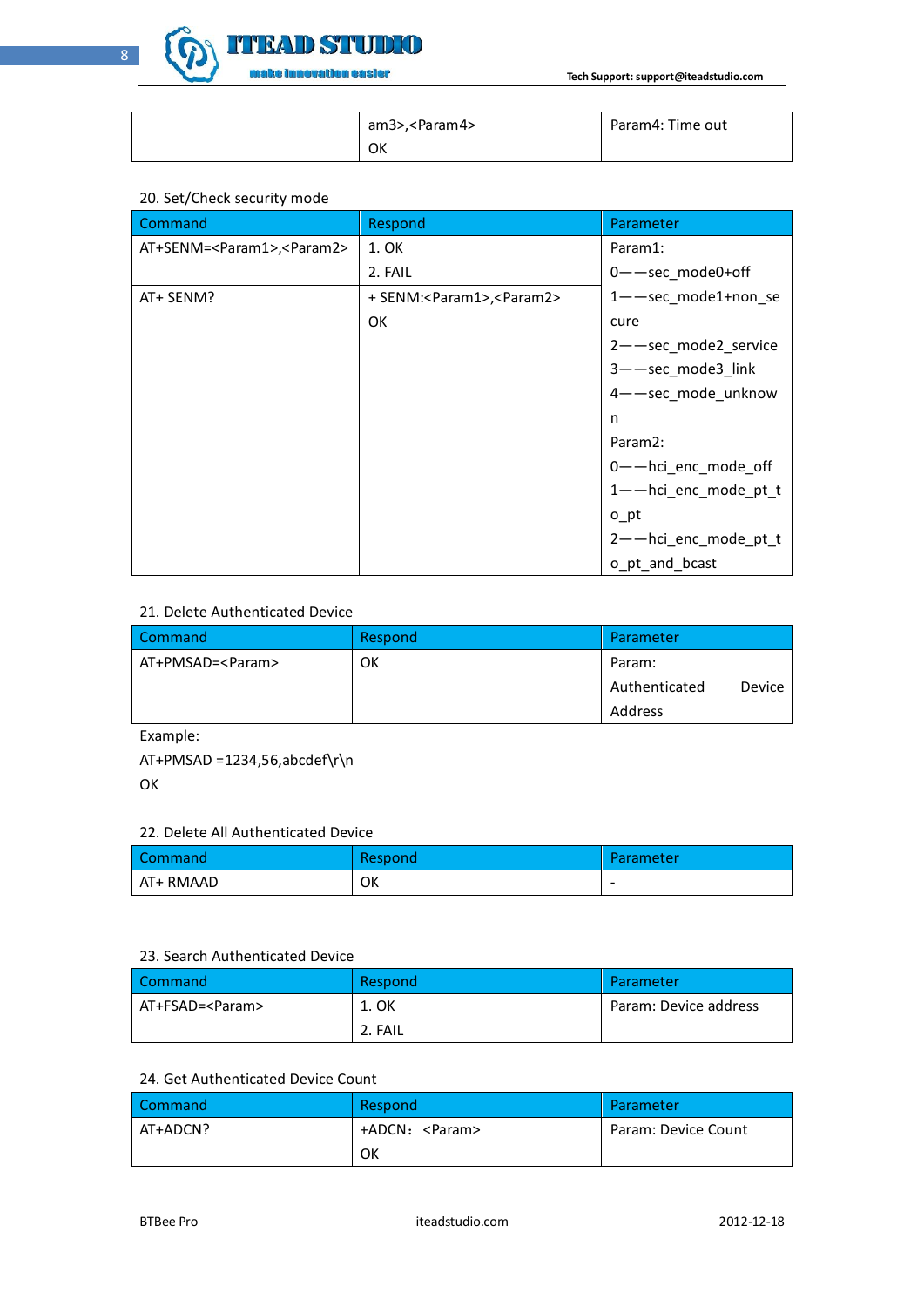| | am3>,<Param4><br>OK | Param4: Time out |
|---|---|---|

20. Set/Check security mode

| Command | Respond | Parameter |
|---|---|---|
| AT+SENM=<Param1>,<Param2> | 1. OK<br>2. FAIL | Param1:<br>0——sec_mode0+off<br>1——sec_mode1+non_secure<br>2——sec_mode2_service<br>3——sec_mode3_link<br>4——sec_mode_unknown<br>Param2:<br>0——hci_enc_mode_off<br>1——hci_enc_mode_pt_to_pt<br>2——hci_enc_mode_pt_to_pt_and_bcast |
| AT+ SENM? | + SENM:<Param1>,<Param2><br>OK | |

21. Delete Authenticated Device

| Command | Respond | Parameter |
|---|---|---|
| AT+PMSAD=<Param> | OK | Param:<br>Authenticated Device Address |

Example:

AT+PMSAD =1234,56,abcdef\r\n

OK

22. Delete All Authenticated Device

| Command | Respond | Parameter |
|---|---|---|
| AT+ RMAAD | OK | - |

23. Search Authenticated Device

| Command | Respond | Parameter |
|---|---|---|
| AT+FSAD=<Param> | 1. OK<br>2. FAIL | Param: Device address |

24. Get Authenticated Device Count

| Command | Respond | Parameter |
|---|---|---|
| AT+ADCN? | +ADCN：<Param><br>OK | Param: Device Count |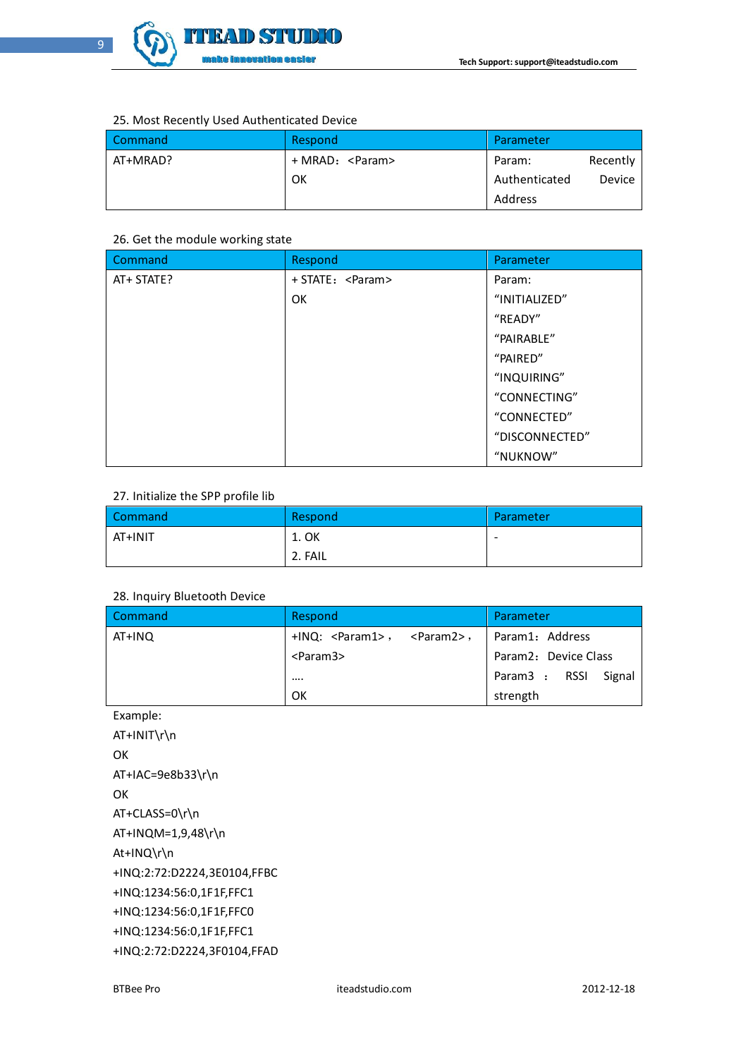25. Most Recently Used Authenticated Device

| Command | Respond | Parameter |
| --- | --- | --- |
| AT+MRAD? | + MRAD：<Param><br>OK | Param: Recently Authenticated Device Address |

26. Get the module working state

| Command | Respond | Parameter |
| --- | --- | --- |
| AT+ STATE? | + STATE：<Param><br>OK | Param:<br>“INITIALIZED”<br>“READY”<br>“PAIRABLE”<br>“PAIRED”<br>“INQUIRING”<br>“CONNECTING”<br>“CONNECTED”<br>“DISCONNECTED”<br>“NUKNOW” |

27. Initialize the SPP profile lib

| Command | Respond | Parameter |
| --- | --- | --- |
| AT+INIT | 1. OK<br>2. FAIL | - |

28. Inquiry Bluetooth Device

| Command | Respond | Parameter |
| --- | --- | --- |
| AT+INQ | +INQ: <Param1>, <Param2>, <Param3><br>....<br>OK | Param1：Address<br>Param2：Device Class<br>Param3 ： RSSI Signal strength |

Example:

```
AT+INIT\r\n
OK
AT+IAC=9e8b33\r\n
OK
AT+CLASS=0\r\n
AT+INQM=1,9,48\r\n
At+INQ\r\n
+INQ:2:72:D2224,3E0104,FFBC
+INQ:1234:56:0,1F1F,FFC1
+INQ:1234:56:0,1F1F,FFC0
+INQ:1234:56:0,1F1F,FFC1
+INQ:2:72:D2224,3F0104,FFAD
```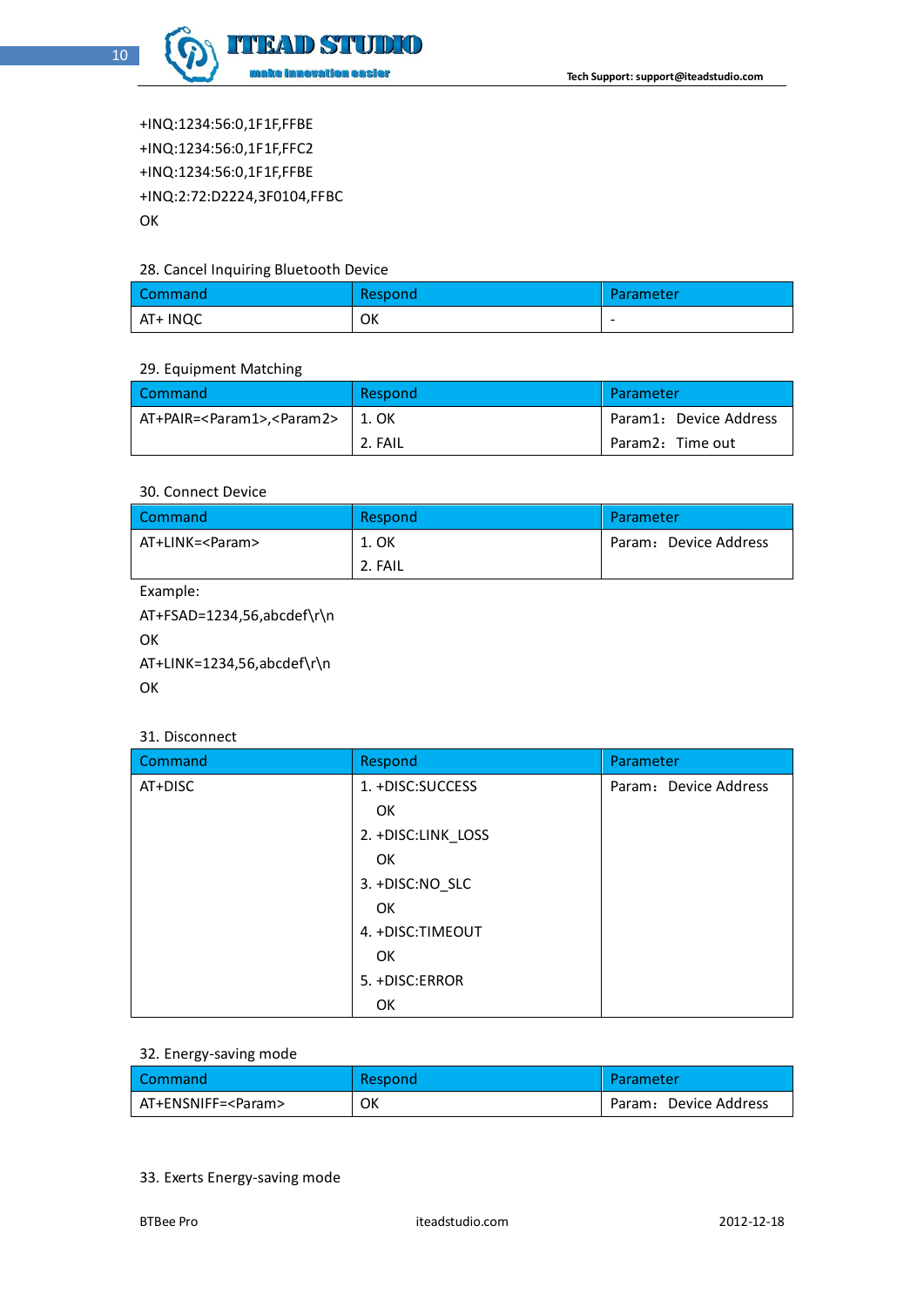+INQ:1234:56:0,1F1F,FFBE
+INQ:1234:56:0,1F1F,FFC2
+INQ:1234:56:0,1F1F,FFBE
+INQ:2:72:D2224,3F0104,FFBC
OK

28. Cancel Inquiring Bluetooth Device

| Command | Respond | Parameter |
|---|---|---|
| AT+ INQC | OK | - |

29. Equipment Matching

| Command | Respond | Parameter |
|---|---|---|
| AT+PAIR=<Param1>,<Param2> | 1. OK<br>2. FAIL | Param1：Device Address<br>Param2：Time out |

30. Connect Device

| Command | Respond | Parameter |
|---|---|---|
| AT+LINK=<Param> | 1. OK<br>2. FAIL | Param：Device Address |

Example:

AT+FSAD=1234,56,abcdef\r\n
OK
AT+LINK=1234,56,abcdef\r\n
OK

31. Disconnect

| Command | Respond | Parameter |
|---|---|---|
| AT+DISC | 1. +DISC:SUCCESS<br>OK<br>2. +DISC:LINK_LOSS<br>OK<br>3. +DISC:NO_SLC<br>OK<br>4. +DISC:TIMEOUT<br>OK<br>5. +DISC:ERROR<br>OK | Param：Device Address |

32. Energy-saving mode

| Command | Respond | Parameter |
|---|---|---|
| AT+ENSNIFF=<Param> | OK | Param：Device Address |

33. Exerts Energy-saving mode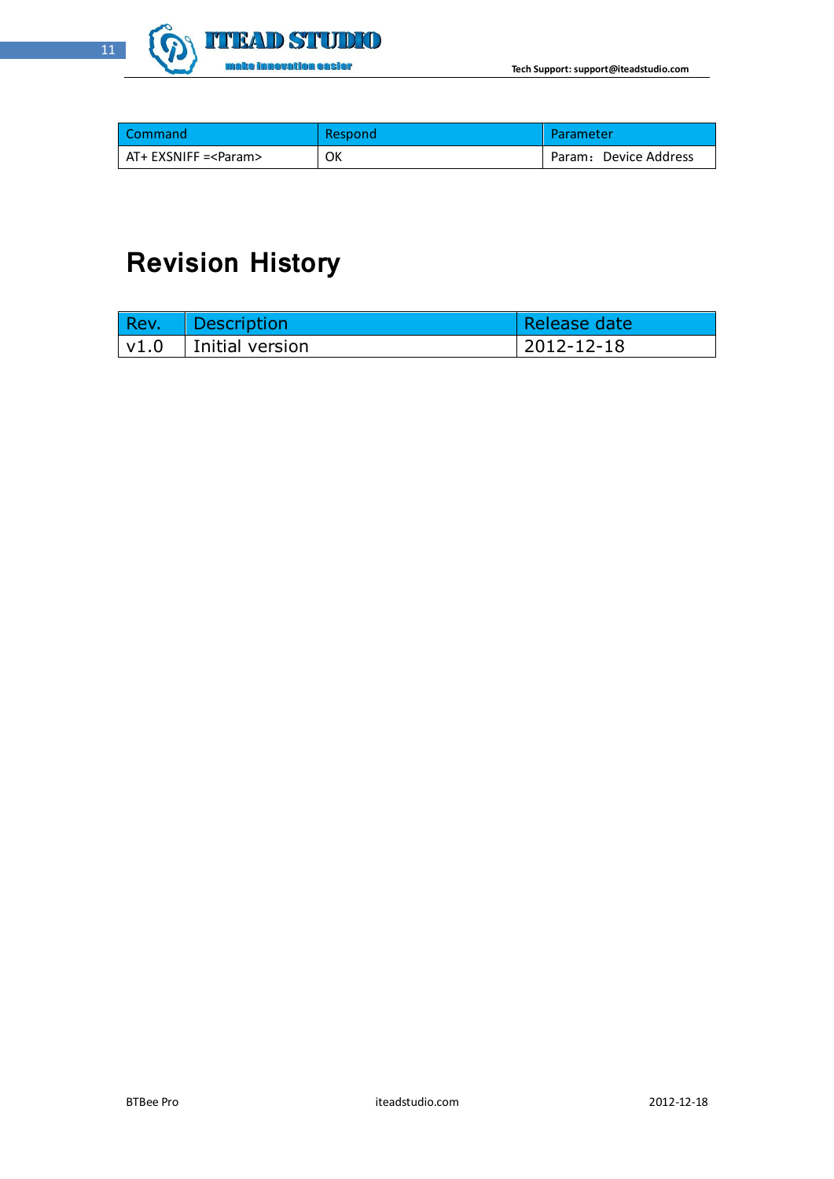| Command | Respond | Parameter |
| --- | --- | --- |
| AT+ EXSNIFF =<Param> | OK | Param：Device Address |

# Revision History

| Rev. | Description | Release date |
| --- | --- | --- |
| v1.0 | Initial version | 2012-12-18 |